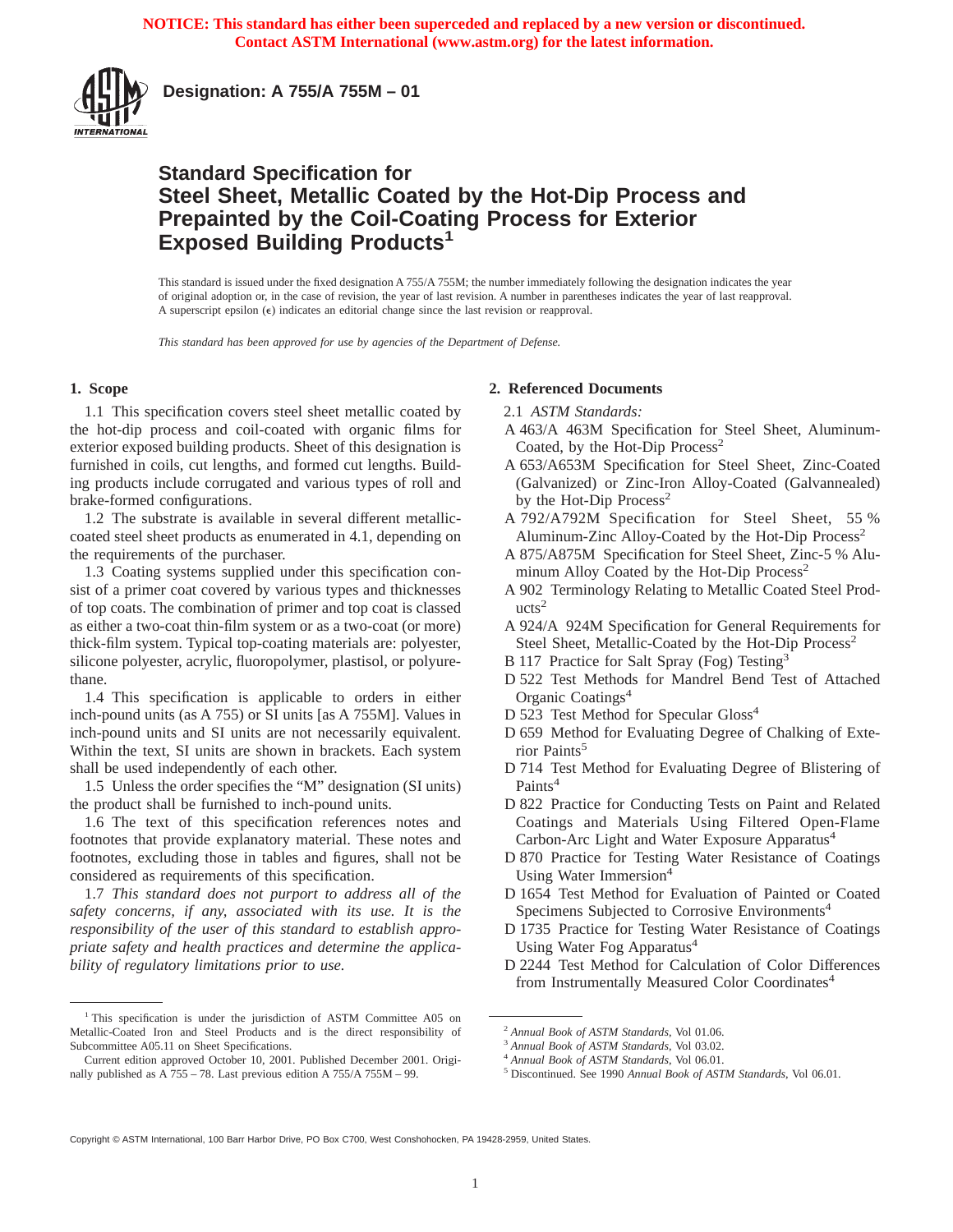**NOTICE: This standard has either been superceded and replaced by a new version or discontinued. Contact ASTM International (www.astm.org) for the latest information.**

**Designation: A 755/A 755M – 01**

# Standard Specification for Steel Sheet, Metallic Coated by the Hot-Dip Process and Prepainted by the Coil-Coating Process for Exterior Exposed Building Products[1]

This standard is issued under the fixed designation A 755/A 755M; the number immediately following the designation indicates the year of original adoption or, in the case of revision, the year of last revision. A number in parentheses indicates the year of last reapproval. A superscript epsilon (ε) indicates an editorial change since the last revision or reapproval.

*This standard has been approved for use by agencies of the Department of Defense.*

## 1. Scope

1.1 This specification covers steel sheet metallic coated by the hot-dip process and coil-coated with organic films for exterior exposed building products. Sheet of this designation is furnished in coils, cut lengths, and formed cut lengths. Building products include corrugated and various types of roll and brake-formed configurations.

1.2 The substrate is available in several different metallic-coated steel sheet products as enumerated in 4.1, depending on the requirements of the purchaser.

1.3 Coating systems supplied under this specification consist of a primer coat covered by various types and thicknesses of top coats. The combination of primer and top coat is classed as either a two-coat thin-film system or as a two-coat (or more) thick-film system. Typical top-coating materials are: polyester, silicone polyester, acrylic, fluoropolymer, plastisol, or polyurethane.

1.4 This specification is applicable to orders in either inch-pound units (as A 755) or SI units [as A 755M]. Values in inch-pound units and SI units are not necessarily equivalent. Within the text, SI units are shown in brackets. Each system shall be used independently of each other.

1.5 Unless the order specifies the "M" designation (SI units) the product shall be furnished to inch-pound units.

1.6 The text of this specification references notes and footnotes that provide explanatory material. These notes and footnotes, excluding those in tables and figures, shall not be considered as requirements of this specification.

1.7 *This standard does not purport to address all of the safety concerns, if any, associated with its use. It is the responsibility of the user of this standard to establish appropriate safety and health practices and determine the applicability of regulatory limitations prior to use.*

## 2. Referenced Documents

2.1 *ASTM Standards:*

A 463/A 463M Specification for Steel Sheet, Aluminum-Coated, by the Hot-Dip Process[2]

A 653/A653M Specification for Steel Sheet, Zinc-Coated (Galvanized) or Zinc-Iron Alloy-Coated (Galvannealed) by the Hot-Dip Process[2]

A 792/A792M Specification for Steel Sheet, 55 % Aluminum-Zinc Alloy-Coated by the Hot-Dip Process[2]

A 875/A875M Specification for Steel Sheet, Zinc-5 % Aluminum Alloy Coated by the Hot-Dip Process[2]

A 902 Terminology Relating to Metallic Coated Steel Products[2]

A 924/A 924M Specification for General Requirements for Steel Sheet, Metallic-Coated by the Hot-Dip Process[2]

B 117 Practice for Salt Spray (Fog) Testing[3]

D 522 Test Methods for Mandrel Bend Test of Attached Organic Coatings[4]

D 523 Test Method for Specular Gloss[4]

D 659 Method for Evaluating Degree of Chalking of Exterior Paints[5]

D 714 Test Method for Evaluating Degree of Blistering of Paints[4]

D 822 Practice for Conducting Tests on Paint and Related Coatings and Materials Using Filtered Open-Flame Carbon-Arc Light and Water Exposure Apparatus[4]

D 870 Practice for Testing Water Resistance of Coatings Using Water Immersion[4]

D 1654 Test Method for Evaluation of Painted or Coated Specimens Subjected to Corrosive Environments[4]

D 1735 Practice for Testing Water Resistance of Coatings Using Water Fog Apparatus[4]

D 2244 Test Method for Calculation of Color Differences from Instrumentally Measured Color Coordinates[4]

---

[1] This specification is under the jurisdiction of ASTM Committee A05 on Metallic-Coated Iron and Steel Products and is the direct responsibility of Subcommittee A05.11 on Sheet Specifications.

Current edition approved October 10, 2001. Published December 2001. Originally published as A 755 – 78. Last previous edition A 755/A 755M – 99.

[2] *Annual Book of ASTM Standards*, Vol 01.06.

[3] *Annual Book of ASTM Standards*, Vol 03.02.

[4] *Annual Book of ASTM Standards*, Vol 06.01.

[5] Discontinued. See 1990 *Annual Book of ASTM Standards*, Vol 06.01.

Copyright © ASTM International, 100 Barr Harbor Drive, PO Box C700, West Conshohocken, PA 19428-2959, United States.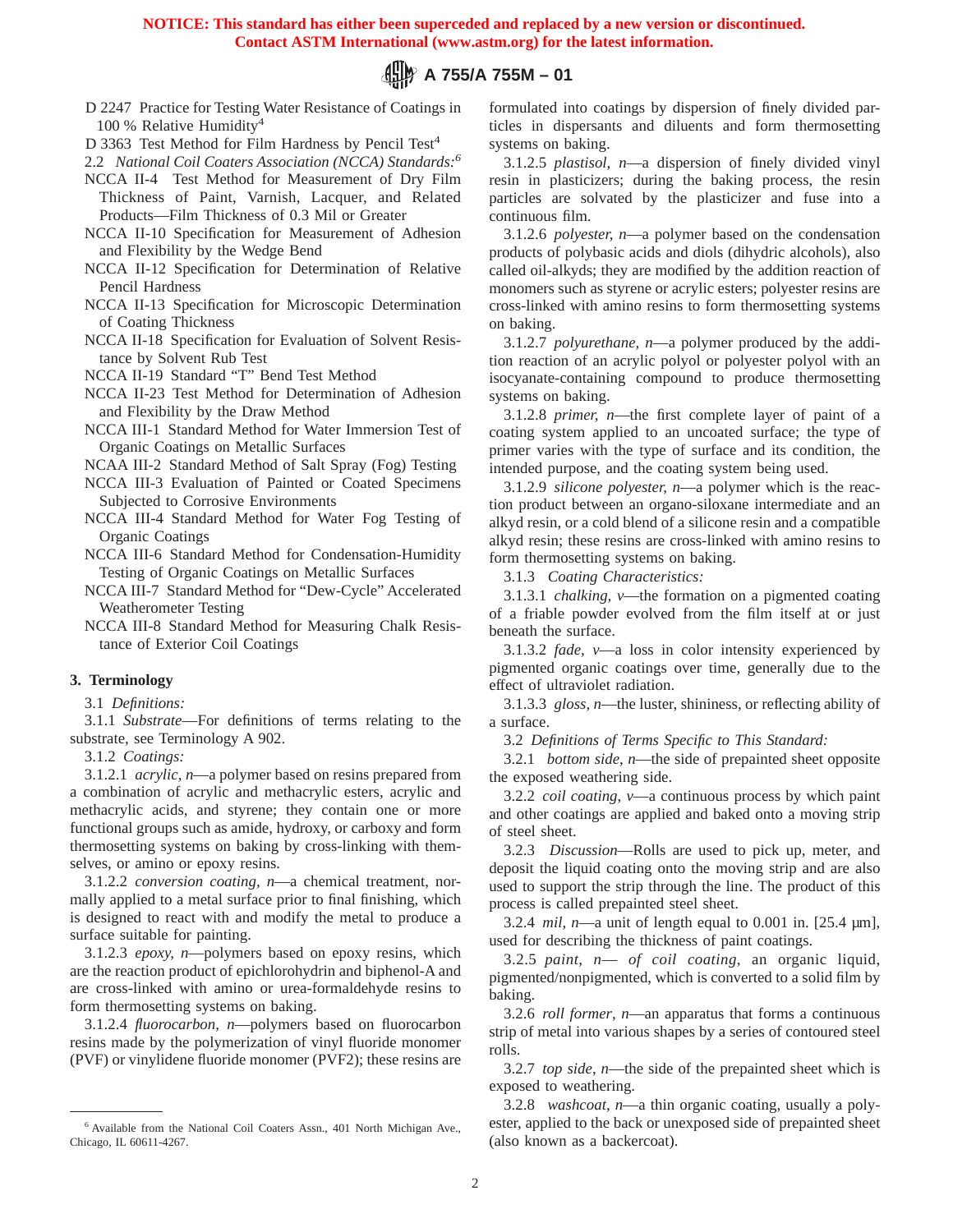D 2247 Practice for Testing Water Resistance of Coatings in 100 % Relative Humidity[4]

D 3363 Test Method for Film Hardness by Pencil Test[4]

2.2 *National Coil Coaters Association (NCCA) Standards:*[6]

NCCA II-4 Test Method for Measurement of Dry Film Thickness of Paint, Varnish, Lacquer, and Related Products—Film Thickness of 0.3 Mil or Greater

NCCA II-10 Specification for Measurement of Adhesion and Flexibility by the Wedge Bend

NCCA II-12 Specification for Determination of Relative Pencil Hardness

NCCA II-13 Specification for Microscopic Determination of Coating Thickness

NCCA II-18 Specification for Evaluation of Solvent Resistance by Solvent Rub Test

NCCA II-19 Standard "T" Bend Test Method

NCCA II-23 Test Method for Determination of Adhesion and Flexibility by the Draw Method

NCCA III-1 Standard Method for Water Immersion Test of Organic Coatings on Metallic Surfaces

NCAA III-2 Standard Method of Salt Spray (Fog) Testing

NCCA III-3 Evaluation of Painted or Coated Specimens Subjected to Corrosive Environments

NCCA III-4 Standard Method for Water Fog Testing of Organic Coatings

NCCA III-6 Standard Method for Condensation-Humidity Testing of Organic Coatings on Metallic Surfaces

NCCA III-7 Standard Method for "Dew-Cycle" Accelerated Weatherometer Testing

NCCA III-8 Standard Method for Measuring Chalk Resistance of Exterior Coil Coatings

## 3. Terminology

3.1 *Definitions:*

3.1.1 *Substrate*—For definitions of terms relating to the substrate, see Terminology A 902.

3.1.2 *Coatings:*

3.1.2.1 *acrylic, n*—a polymer based on resins prepared from a combination of acrylic and methacrylic esters, acrylic and methacrylic acids, and styrene; they contain one or more functional groups such as amide, hydroxy, or carboxy and form thermosetting systems on baking by cross-linking with themselves, or amino or epoxy resins.

3.1.2.2 *conversion coating, n*—a chemical treatment, normally applied to a metal surface prior to final finishing, which is designed to react with and modify the metal to produce a surface suitable for painting.

3.1.2.3 *epoxy, n*—polymers based on epoxy resins, which are the reaction product of epichlorohydrin and biphenol-A and are cross-linked with amino or urea-formaldehyde resins to form thermosetting systems on baking.

3.1.2.4 *fluorocarbon, n*—polymers based on fluorocarbon resins made by the polymerization of vinyl fluoride monomer (PVF) or vinylidene fluoride monomer (PVF2); these resins are formulated into coatings by dispersion of finely divided particles in dispersants and diluents and form thermosetting systems on baking.

3.1.2.5 *plastisol, n*—a dispersion of finely divided vinyl resin in plasticizers; during the baking process, the resin particles are solvated by the plasticizer and fuse into a continuous film.

3.1.2.6 *polyester, n*—a polymer based on the condensation products of polybasic acids and diols (dihydric alcohols), also called oil-alkyds; they are modified by the addition reaction of monomers such as styrene or acrylic esters; polyester resins are cross-linked with amino resins to form thermosetting systems on baking.

3.1.2.7 *polyurethane, n*—a polymer produced by the addition reaction of an acrylic polyol or polyester polyol with an isocyanate-containing compound to produce thermosetting systems on baking.

3.1.2.8 *primer, n*—the first complete layer of paint of a coating system applied to an uncoated surface; the type of primer varies with the type of surface and its condition, the intended purpose, and the coating system being used.

3.1.2.9 *silicone polyester, n*—a polymer which is the reaction product between an organo-siloxane intermediate and an alkyd resin, or a cold blend of a silicone resin and a compatible alkyd resin; these resins are cross-linked with amino resins to form thermosetting systems on baking.

3.1.3 *Coating Characteristics:*

3.1.3.1 *chalking, v*—the formation on a pigmented coating of a friable powder evolved from the film itself at or just beneath the surface.

3.1.3.2 *fade, v*—a loss in color intensity experienced by pigmented organic coatings over time, generally due to the effect of ultraviolet radiation.

3.1.3.3 *gloss, n*—the luster, shininess, or reflecting ability of a surface.

3.2 *Definitions of Terms Specific to This Standard:*

3.2.1 *bottom side, n*—the side of prepainted sheet opposite the exposed weathering side.

3.2.2 *coil coating, v*—a continuous process by which paint and other coatings are applied and baked onto a moving strip of steel sheet.

3.2.3 *Discussion*—Rolls are used to pick up, meter, and deposit the liquid coating onto the moving strip and are also used to support the strip through the line. The product of this process is called prepainted steel sheet.

3.2.4 *mil, n*—a unit of length equal to 0.001 in. [25.4 µm], used for describing the thickness of paint coatings.

3.2.5 *paint, n— of coil coating*, an organic liquid, pigmented/nonpigmented, which is converted to a solid film by baking.

3.2.6 *roll former, n*—an apparatus that forms a continuous strip of metal into various shapes by a series of contoured steel rolls.

3.2.7 *top side, n*—the side of the prepainted sheet which is exposed to weathering.

3.2.8 *washcoat, n*—a thin organic coating, usually a polyester, applied to the back or unexposed side of prepainted sheet (also known as a backercoat).

---

[6] Available from the National Coil Coaters Assn., 401 North Michigan Ave., Chicago, IL 60611-4267.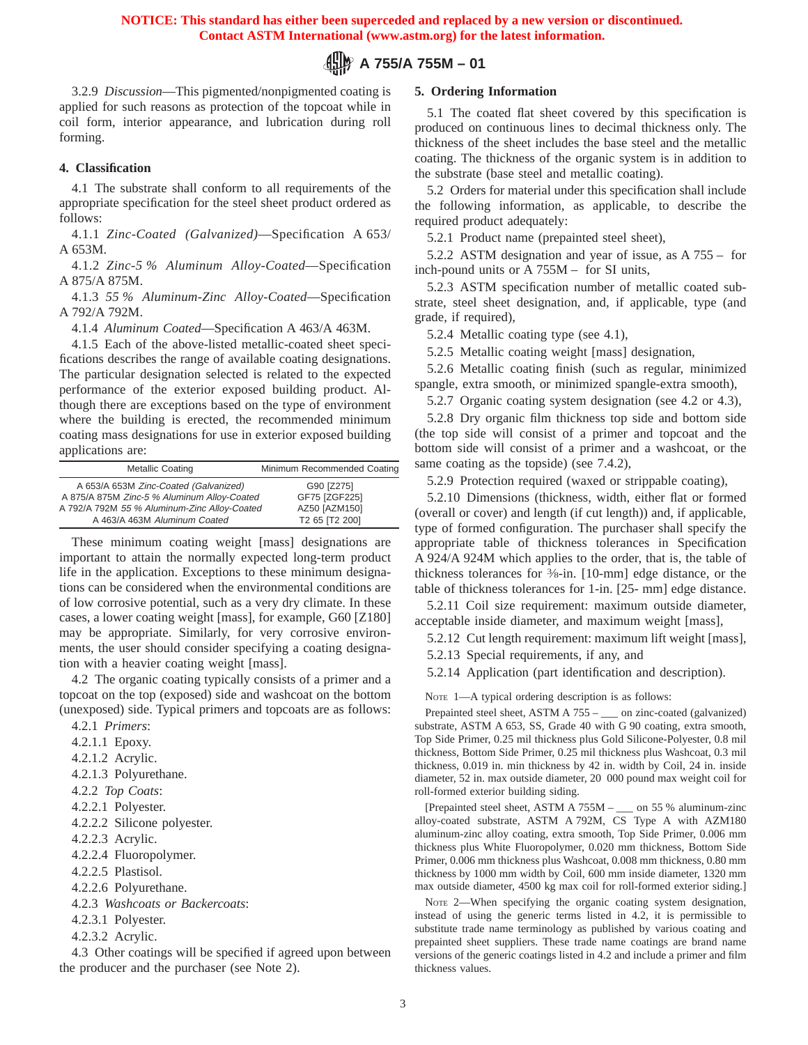3.2.9 *Discussion*—This pigmented/nonpigmented coating is applied for such reasons as protection of the topcoat while in coil form, interior appearance, and lubrication during roll forming.

## 4. Classification

4.1 The substrate shall conform to all requirements of the appropriate specification for the steel sheet product ordered as follows:

4.1.1 *Zinc-Coated (Galvanized)*—Specification A 653/A 653M.

4.1.2 *Zinc-5 % Aluminum Alloy-Coated*—Specification A 875/A 875M.

4.1.3 *55 % Aluminum-Zinc Alloy-Coated*—Specification A 792/A 792M.

4.1.4 *Aluminum Coated*—Specification A 463/A 463M.

4.1.5 Each of the above-listed metallic-coated sheet specifications describes the range of available coating designations. The particular designation selected is related to the expected performance of the exterior exposed building product. Although there are exceptions based on the type of environment where the building is erected, the recommended minimum coating mass designations for use in exterior exposed building applications are:

| Metallic Coating | Minimum Recommended Coating |
|---|---|
| A 653/A 653M *Zinc-Coated (Galvanized)* | G90 [Z275] |
| A 875/A 875M *Zinc-5 % Aluminum Alloy-Coated* | GF75 [ZGF225] |
| A 792/A 792M *55 % Aluminum-Zinc Alloy-Coated* | AZ50 [AZM150] |
| A 463/A 463M *Aluminum Coated* | T2 65 [T2 200] |

These minimum coating weight [mass] designations are important to attain the normally expected long-term product life in the application. Exceptions to these minimum designations can be considered when the environmental conditions are of low corrosive potential, such as a very dry climate. In these cases, a lower coating weight [mass], for example, G60 [Z180] may be appropriate. Similarly, for very corrosive environments, the user should consider specifying a coating designation with a heavier coating weight [mass].

4.2 The organic coating typically consists of a primer and a topcoat on the top (exposed) side and washcoat on the bottom (unexposed) side. Typical primers and topcoats are as follows:

4.2.1 *Primers*:

4.2.1.1 Epoxy.

4.2.1.2 Acrylic.

4.2.1.3 Polyurethane.

4.2.2 *Top Coats*:

4.2.2.1 Polyester.

4.2.2.2 Silicone polyester.

4.2.2.3 Acrylic.

4.2.2.4 Fluoropolymer.

4.2.2.5 Plastisol.

4.2.2.6 Polyurethane.

4.2.3 *Washcoats or Backercoats*:

4.2.3.1 Polyester.

4.2.3.2 Acrylic.

4.3 Other coatings will be specified if agreed upon between the producer and the purchaser (see Note 2).

## 5. Ordering Information

5.1 The coated flat sheet covered by this specification is produced on continuous lines to decimal thickness only. The thickness of the sheet includes the base steel and the metallic coating. The thickness of the organic system is in addition to the substrate (base steel and metallic coating).

5.2 Orders for material under this specification shall include the following information, as applicable, to describe the required product adequately:

5.2.1 Product name (prepainted steel sheet),

5.2.2 ASTM designation and year of issue, as A 755 – for inch-pound units or A 755M – for SI units,

5.2.3 ASTM specification number of metallic coated substrate, steel sheet designation, and, if applicable, type (and grade, if required),

5.2.4 Metallic coating type (see 4.1),

5.2.5 Metallic coating weight [mass] designation,

5.2.6 Metallic coating finish (such as regular, minimized spangle, extra smooth, or minimized spangle-extra smooth),

5.2.7 Organic coating system designation (see 4.2 or 4.3),

5.2.8 Dry organic film thickness top side and bottom side (the top side will consist of a primer and topcoat and the bottom side will consist of a primer and a washcoat, or the same coating as the topside) (see 7.4.2),

5.2.9 Protection required (waxed or strippable coating),

5.2.10 Dimensions (thickness, width, either flat or formed (overall or cover) and length (if cut length)) and, if applicable, type of formed configuration. The purchaser shall specify the appropriate table of thickness tolerances in Specification A 924/A 924M which applies to the order, that is, the table of thickness tolerances for ⅜-in. [10-mm] edge distance, or the table of thickness tolerances for 1-in. [25- mm] edge distance.

5.2.11 Coil size requirement: maximum outside diameter, acceptable inside diameter, and maximum weight [mass],

5.2.12 Cut length requirement: maximum lift weight [mass],

5.2.13 Special requirements, if any, and

5.2.14 Application (part identification and description).

NOTE 1—A typical ordering description is as follows:

Prepainted steel sheet, ASTM A 755 – ___ on zinc-coated (galvanized) substrate, ASTM A 653, SS, Grade 40 with G 90 coating, extra smooth, Top Side Primer, 0.25 mil thickness plus Gold Silicone-Polyester, 0.8 mil thickness, Bottom Side Primer, 0.25 mil thickness plus Washcoat, 0.3 mil thickness, 0.019 in. min thickness by 42 in. width by Coil, 24 in. inside diameter, 52 in. max outside diameter, 20 000 pound max weight coil for roll-formed exterior building siding.

[Prepainted steel sheet, ASTM A 755M – ___ on 55 % aluminum-zinc alloy-coated substrate, ASTM A 792M, CS Type A with AZM180 aluminum-zinc alloy coating, extra smooth, Top Side Primer, 0.006 mm thickness plus White Fluoropolymer, 0.020 mm thickness, Bottom Side Primer, 0.006 mm thickness plus Washcoat, 0.008 mm thickness, 0.80 mm thickness by 1000 mm width by Coil, 600 mm inside diameter, 1320 mm max outside diameter, 4500 kg max coil for roll-formed exterior siding.]

NOTE 2—When specifying the organic coating system designation, instead of using the generic terms listed in 4.2, it is permissible to substitute trade name terminology as published by various coating and prepainted sheet suppliers. These trade name coatings are brand name versions of the generic coatings listed in 4.2 and include a primer and film thickness values.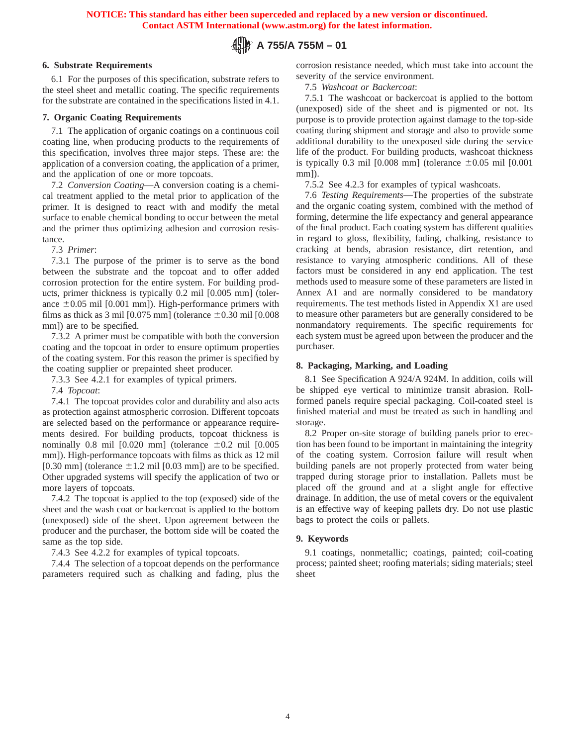## 6. Substrate Requirements

6.1 For the purposes of this specification, substrate refers to the steel sheet and metallic coating. The specific requirements for the substrate are contained in the specifications listed in 4.1.

## 7. Organic Coating Requirements

7.1 The application of organic coatings on a continuous coil coating line, when producing products to the requirements of this specification, involves three major steps. These are: the application of a conversion coating, the application of a primer, and the application of one or more topcoats.

7.2 *Conversion Coating*—A conversion coating is a chemical treatment applied to the metal prior to application of the primer. It is designed to react with and modify the metal surface to enable chemical bonding to occur between the metal and the primer thus optimizing adhesion and corrosion resistance.

7.3 *Primer*:

7.3.1 The purpose of the primer is to serve as the bond between the substrate and the topcoat and to offer added corrosion protection for the entire system. For building products, primer thickness is typically 0.2 mil [0.005 mm] (tolerance ±0.05 mil [0.001 mm]). High-performance primers with films as thick as 3 mil [0.075 mm] (tolerance ±0.30 mil [0.008 mm]) are to be specified.

7.3.2 A primer must be compatible with both the conversion coating and the topcoat in order to ensure optimum properties of the coating system. For this reason the primer is specified by the coating supplier or prepainted sheet producer.

7.3.3 See 4.2.1 for examples of typical primers.

7.4 *Topcoat*:

7.4.1 The topcoat provides color and durability and also acts as protection against atmospheric corrosion. Different topcoats are selected based on the performance or appearance requirements desired. For building products, topcoat thickness is nominally 0.8 mil [0.020 mm] (tolerance ±0.2 mil [0.005 mm]). High-performance topcoats with films as thick as 12 mil [0.30 mm] (tolerance ±1.2 mil [0.03 mm]) are to be specified. Other upgraded systems will specify the application of two or more layers of topcoats.

7.4.2 The topcoat is applied to the top (exposed) side of the sheet and the wash coat or backercoat is applied to the bottom (unexposed) side of the sheet. Upon agreement between the producer and the purchaser, the bottom side will be coated the same as the top side.

7.4.3 See 4.2.2 for examples of typical topcoats.

7.4.4 The selection of a topcoat depends on the performance parameters required such as chalking and fading, plus the corrosion resistance needed, which must take into account the severity of the service environment.

7.5 *Washcoat or Backercoat*:

7.5.1 The washcoat or backercoat is applied to the bottom (unexposed) side of the sheet and is pigmented or not. Its purpose is to provide protection against damage to the top-side coating during shipment and storage and also to provide some additional durability to the unexposed side during the service life of the product. For building products, washcoat thickness is typically 0.3 mil [0.008 mm] (tolerance ±0.05 mil [0.001 mm]).

7.5.2 See 4.2.3 for examples of typical washcoats.

7.6 *Testing Requirements*—The properties of the substrate and the organic coating system, combined with the method of forming, determine the life expectancy and general appearance of the final product. Each coating system has different qualities in regard to gloss, flexibility, chalking, resistance to cracking at bends, abrasion resistance, dirt retention, and resistance to varying atmospheric conditions. All of these factors must be considered in any end application. The test methods used to measure some of these parameters are listed in Annex A1 and are normally considered to be mandatory requirements. The test methods listed in Appendix X1 are used to measure other parameters but are generally considered to be nonmandatory requirements. The specific requirements for each system must be agreed upon between the producer and the purchaser.

## 8. Packaging, Marking, and Loading

8.1 See Specification A 924/A 924M. In addition, coils will be shipped eye vertical to minimize transit abrasion. Roll-formed panels require special packaging. Coil-coated steel is finished material and must be treated as such in handling and storage.

8.2 Proper on-site storage of building panels prior to erection has been found to be important in maintaining the integrity of the coating system. Corrosion failure will result when building panels are not properly protected from water being trapped during storage prior to installation. Pallets must be placed off the ground and at a slight angle for effective drainage. In addition, the use of metal covers or the equivalent is an effective way of keeping pallets dry. Do not use plastic bags to protect the coils or pallets.

## 9. Keywords

9.1 coatings, nonmetallic; coatings, painted; coil-coating process; painted sheet; roofing materials; siding materials; steel sheet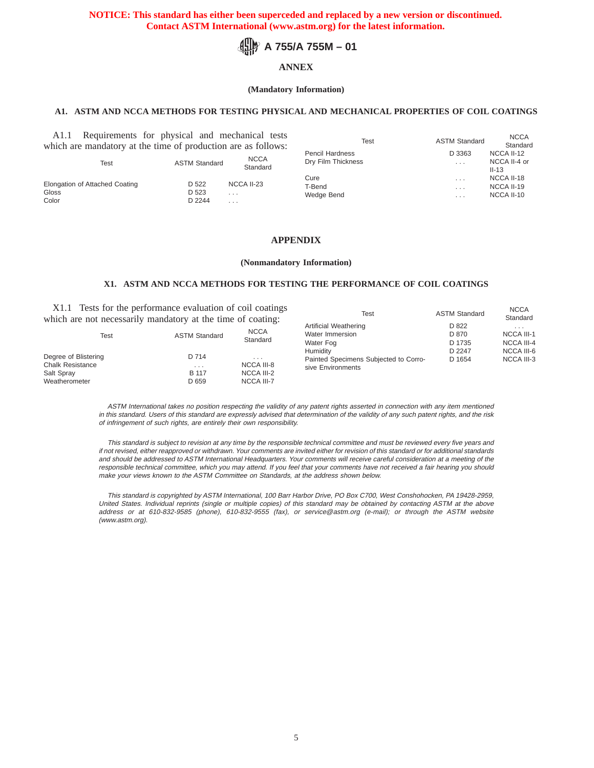**NOTICE: This standard has either been superceded and replaced by a new version or discontinued. Contact ASTM International (www.astm.org) for the latest information.**

# ANNEX

**(Mandatory Information)**

## A1. ASTM AND NCCA METHODS FOR TESTING PHYSICAL AND MECHANICAL PROPERTIES OF COIL COATINGS

A1.1 Requirements for physical and mechanical tests which are mandatory at the time of production are as follows:

| Test | ASTM Standard | NCCA Standard |
|---|---|---|
| Elongation of Attached Coating | D 522 | NCCA II-23 |
| Gloss | D 523 | . . . |
| Color | D 2244 | . . . |
| Pencil Hardness | D 3363 | NCCA II-12 |
| Dry Film Thickness | . . . | NCCA II-4 or II-13 |
| Cure | . . . | NCCA II-18 |
| T-Bend | . . . | NCCA II-19 |
| Wedge Bend | . . . | NCCA II-10 |

# APPENDIX

**(Nonmandatory Information)**

## X1. ASTM AND NCCA METHODS FOR TESTING THE PERFORMANCE OF COIL COATINGS

X1.1 Tests for the performance evaluation of coil coatings which are not necessarily mandatory at the time of coating:

| Test | ASTM Standard | NCCA Standard |
|---|---|---|
| Degree of Blistering | D 714 | . . . |
| Chalk Resistance | . . . | NCCA III-8 |
| Salt Spray | B 117 | NCCA III-2 |
| Weatherometer | D 659 | NCCA III-7 |
| Artificial Weathering | D 822 | . . . |
| Water Immersion | D 870 | NCCA III-1 |
| Water Fog | D 1735 | NCCA III-4 |
| Humidity | D 2247 | NCCA III-6 |
| Painted Specimens Subjected to Corrosive Environments | D 1654 | NCCA III-3 |

*ASTM International takes no position respecting the validity of any patent rights asserted in connection with any item mentioned in this standard. Users of this standard are expressly advised that determination of the validity of any such patent rights, and the risk of infringement of such rights, are entirely their own responsibility.*

*This standard is subject to revision at any time by the responsible technical committee and must be reviewed every five years and if not revised, either reapproved or withdrawn. Your comments are invited either for revision of this standard or for additional standards and should be addressed to ASTM International Headquarters. Your comments will receive careful consideration at a meeting of the responsible technical committee, which you may attend. If you feel that your comments have not received a fair hearing you should make your views known to the ASTM Committee on Standards, at the address shown below.*

*This standard is copyrighted by ASTM International, 100 Barr Harbor Drive, PO Box C700, West Conshohocken, PA 19428-2959, United States. Individual reprints (single or multiple copies) of this standard may be obtained by contacting ASTM at the above address or at 610-832-9585 (phone), 610-832-9555 (fax), or service@astm.org (e-mail); or through the ASTM website (www.astm.org).*